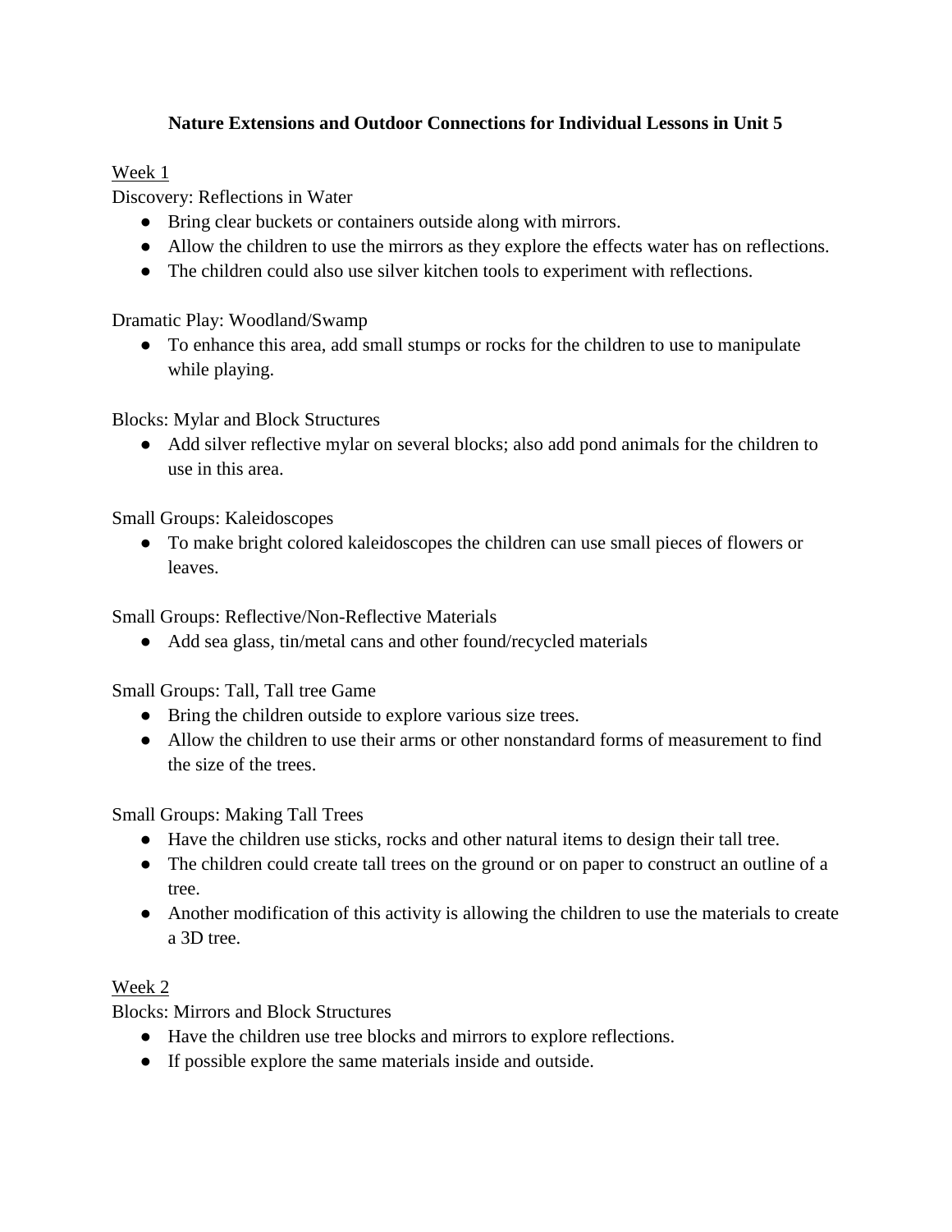# Nature Extensions and Outdoor Connections for Individual Lessons in Unit 5

<u>Week 1</u>

Discovery: Reflections in Water

- Bring clear buckets or containers outside along with mirrors.
- Allow the children to use the mirrors as they explore the effects water has on reflections.
- The children could also use silver kitchen tools to experiment with reflections.

Dramatic Play: Woodland/Swamp

- To enhance this area, add small stumps or rocks for the children to use to manipulate while playing.

Blocks: Mylar and Block Structures

- Add silver reflective mylar on several blocks; also add pond animals for the children to use in this area.

Small Groups: Kaleidoscopes

- To make bright colored kaleidoscopes the children can use small pieces of flowers or leaves.

Small Groups: Reflective/Non-Reflective Materials

- Add sea glass, tin/metal cans and other found/recycled materials

Small Groups: Tall, Tall tree Game

- Bring the children outside to explore various size trees.
- Allow the children to use their arms or other nonstandard forms of measurement to find the size of the trees.

Small Groups: Making Tall Trees

- Have the children use sticks, rocks and other natural items to design their tall tree.
- The children could create tall trees on the ground or on paper to construct an outline of a tree.
- Another modification of this activity is allowing the children to use the materials to create a 3D tree.

<u>Week 2</u>

Blocks: Mirrors and Block Structures

- Have the children use tree blocks and mirrors to explore reflections.
- If possible explore the same materials inside and outside.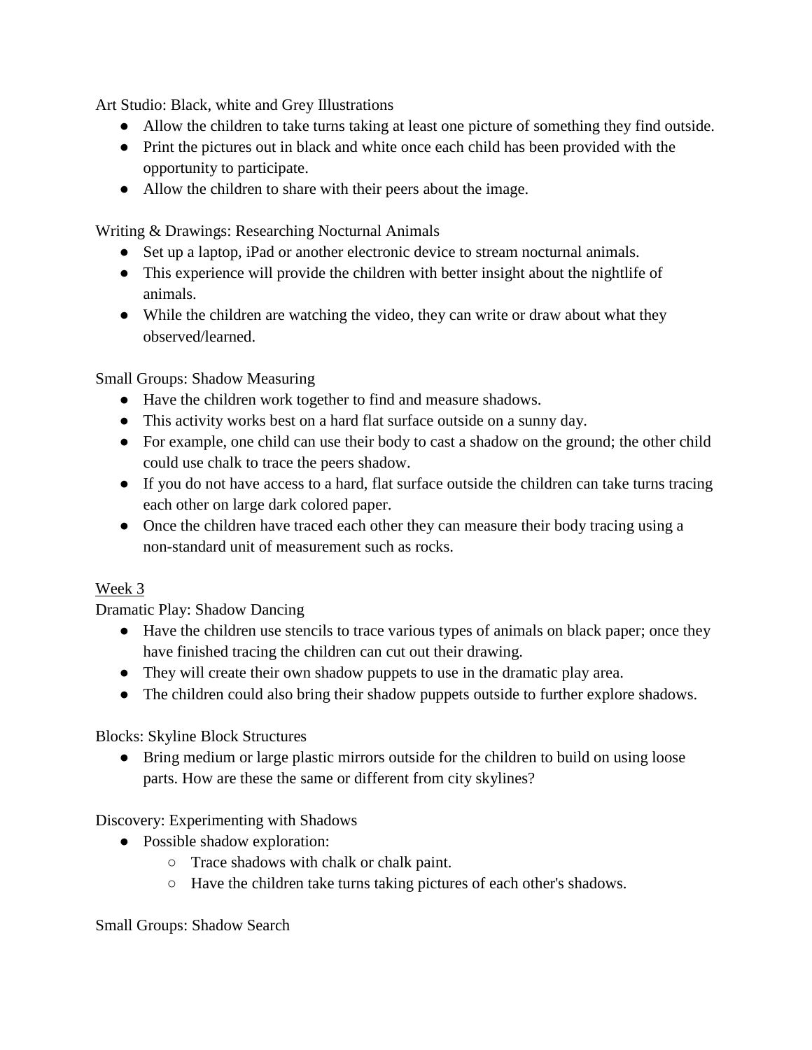Art Studio: Black, white and Grey Illustrations

- Allow the children to take turns taking at least one picture of something they find outside.
- Print the pictures out in black and white once each child has been provided with the opportunity to participate.
- Allow the children to share with their peers about the image.

Writing & Drawings: Researching Nocturnal Animals

- Set up a laptop, iPad or another electronic device to stream nocturnal animals.
- This experience will provide the children with better insight about the nightlife of animals.
- While the children are watching the video, they can write or draw about what they observed/learned.

Small Groups: Shadow Measuring

- Have the children work together to find and measure shadows.
- This activity works best on a hard flat surface outside on a sunny day.
- For example, one child can use their body to cast a shadow on the ground; the other child could use chalk to trace the peers shadow.
- If you do not have access to a hard, flat surface outside the children can take turns tracing each other on large dark colored paper.
- Once the children have traced each other they can measure their body tracing using a non-standard unit of measurement such as rocks.

<u>Week 3</u>

Dramatic Play: Shadow Dancing

- Have the children use stencils to trace various types of animals on black paper; once they have finished tracing the children can cut out their drawing.
- They will create their own shadow puppets to use in the dramatic play area.
- The children could also bring their shadow puppets outside to further explore shadows.

Blocks: Skyline Block Structures

- Bring medium or large plastic mirrors outside for the children to build on using loose parts. How are these the same or different from city skylines?

Discovery: Experimenting with Shadows

- Possible shadow exploration:
  - Trace shadows with chalk or chalk paint.
  - Have the children take turns taking pictures of each other's shadows.

Small Groups: Shadow Search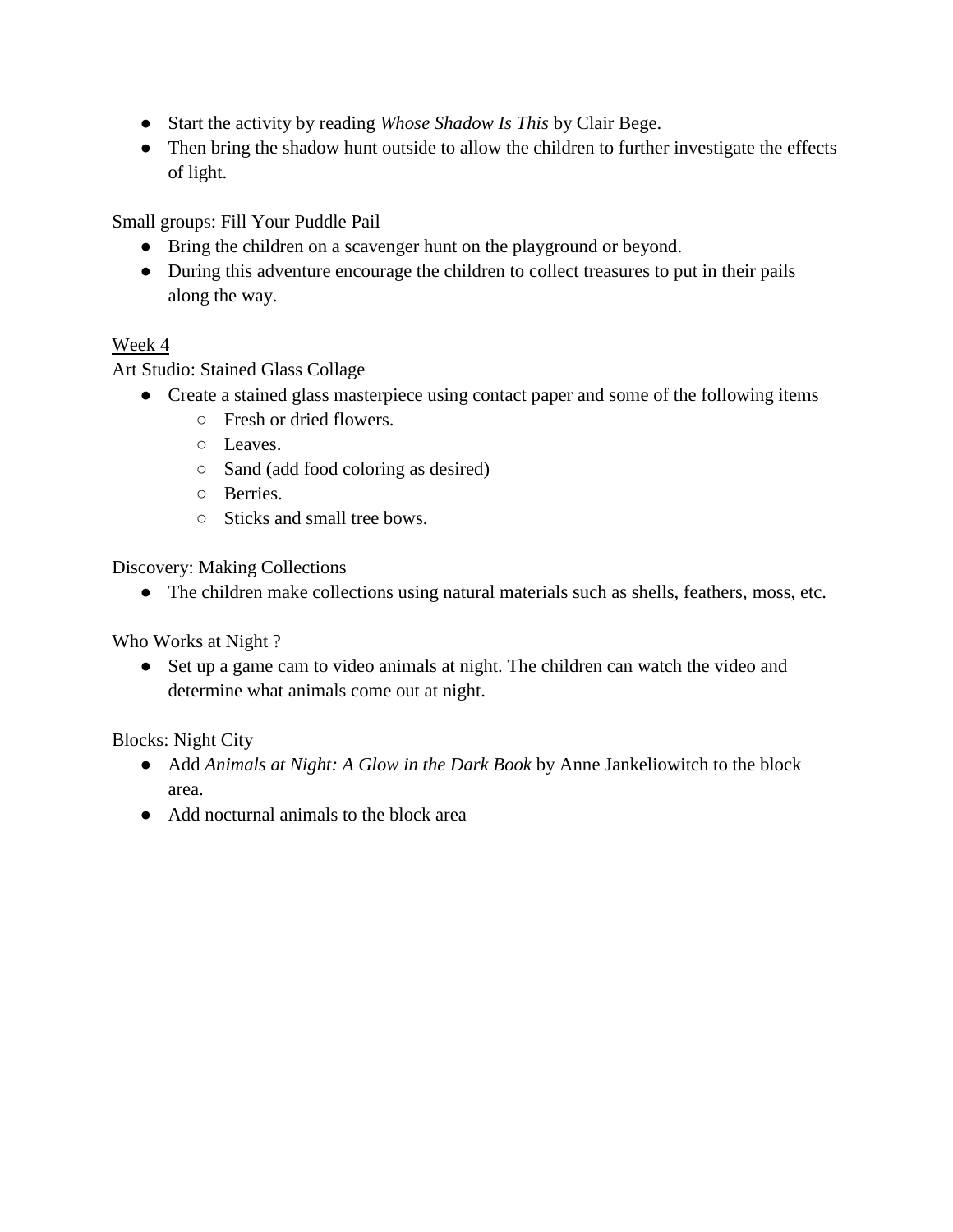- Start the activity by reading *Whose Shadow Is This* by Clair Bege.
- Then bring the shadow hunt outside to allow the children to further investigate the effects of light.

Small groups: Fill Your Puddle Pail

- Bring the children on a scavenger hunt on the playground or beyond.
- During this adventure encourage the children to collect treasures to put in their pails along the way.

<u>Week 4</u>

Art Studio: Stained Glass Collage

- Create a stained glass masterpiece using contact paper and some of the following items
  - Fresh or dried flowers.
  - Leaves.
  - Sand (add food coloring as desired)
  - Berries.
  - Sticks and small tree bows.

Discovery: Making Collections

- The children make collections using natural materials such as shells, feathers, moss, etc.

Who Works at Night ?

- Set up a game cam to video animals at night. The children can watch the video and determine what animals come out at night.

Blocks: Night City

- Add *Animals at Night: A Glow in the Dark Book* by Anne Jankeliowitch to the block area.
- Add nocturnal animals to the block area